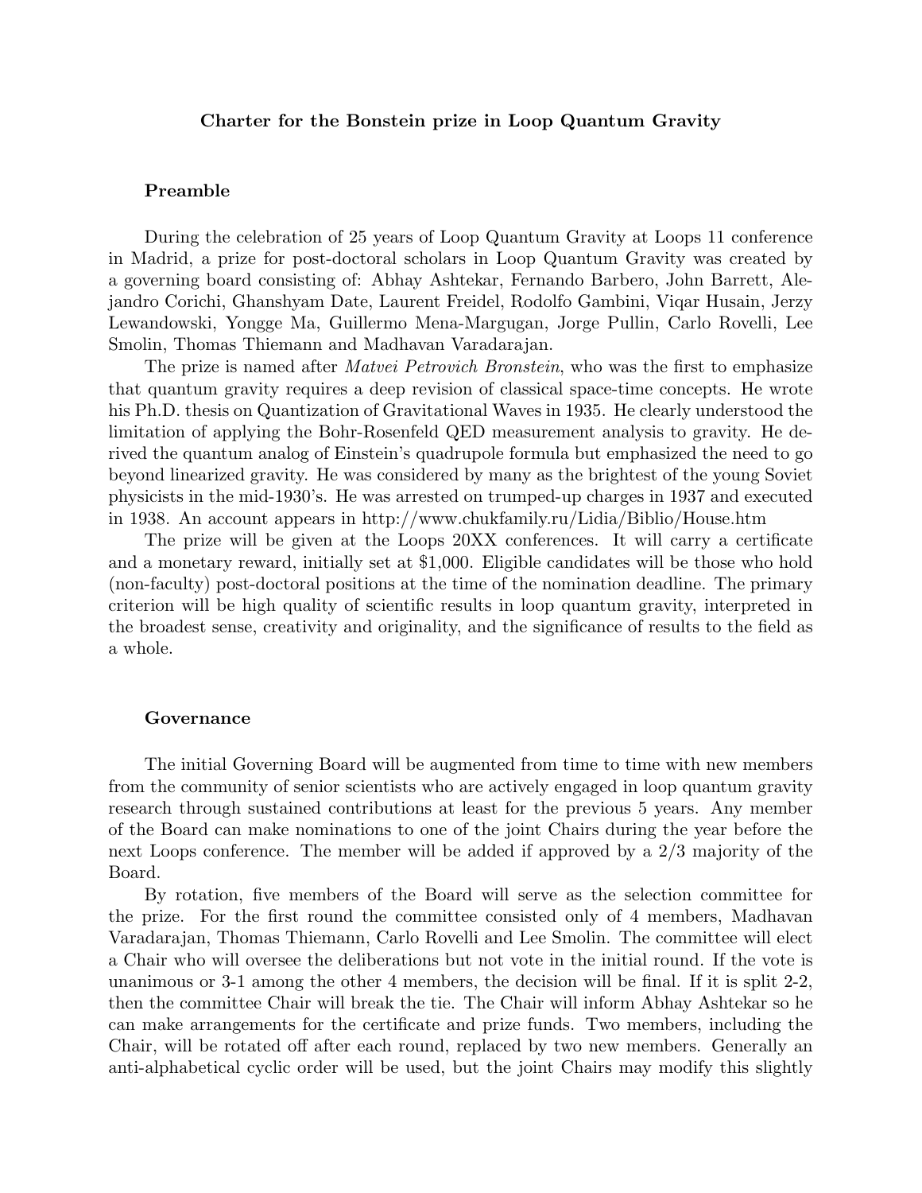# Charter for the Bonstein prize in Loop Quantum Gravity

## Preamble

During the celebration of 25 years of Loop Quantum Gravity at Loops 11 conference in Madrid, a prize for post-doctoral scholars in Loop Quantum Gravity was created by a governing board consisting of: Abhay Ashtekar, Fernando Barbero, John Barrett, Alejandro Corichi, Ghanshyam Date, Laurent Freidel, Rodolfo Gambini, Viqar Husain, Jerzy Lewandowski, Yongge Ma, Guillermo Mena-Margugan, Jorge Pullin, Carlo Rovelli, Lee Smolin, Thomas Thiemann and Madhavan Varadarajan.

The prize is named after *Matvei Petrovich Bronstein*, who was the first to emphasize that quantum gravity requires a deep revision of classical space-time concepts. He wrote his Ph.D. thesis on Quantization of Gravitational Waves in 1935. He clearly understood the limitation of applying the Bohr-Rosenfeld QED measurement analysis to gravity. He derived the quantum analog of Einstein's quadrupole formula but emphasized the need to go beyond linearized gravity. He was considered by many as the brightest of the young Soviet physicists in the mid-1930's. He was arrested on trumped-up charges in 1937 and executed in 1938. An account appears in http://www.chukfamily.ru/Lidia/Biblio/House.htm

The prize will be given at the Loops 20XX conferences. It will carry a certificate and a monetary reward, initially set at $1,000. Eligible candidates will be those who hold (non-faculty) post-doctoral positions at the time of the nomination deadline. The primary criterion will be high quality of scientific results in loop quantum gravity, interpreted in the broadest sense, creativity and originality, and the significance of results to the field as a whole.

## Governance

The initial Governing Board will be augmented from time to time with new members from the community of senior scientists who are actively engaged in loop quantum gravity research through sustained contributions at least for the previous 5 years. Any member of the Board can make nominations to one of the joint Chairs during the year before the next Loops conference. The member will be added if approved by a 2/3 majority of the Board.

By rotation, five members of the Board will serve as the selection committee for the prize. For the first round the committee consisted only of 4 members, Madhavan Varadarajan, Thomas Thiemann, Carlo Rovelli and Lee Smolin. The committee will elect a Chair who will oversee the deliberations but not vote in the initial round. If the vote is unanimous or 3-1 among the other 4 members, the decision will be final. If it is split 2-2, then the committee Chair will break the tie. The Chair will inform Abhay Ashtekar so he can make arrangements for the certificate and prize funds. Two members, including the Chair, will be rotated off after each round, replaced by two new members. Generally an anti-alphabetical cyclic order will be used, but the joint Chairs may modify this slightly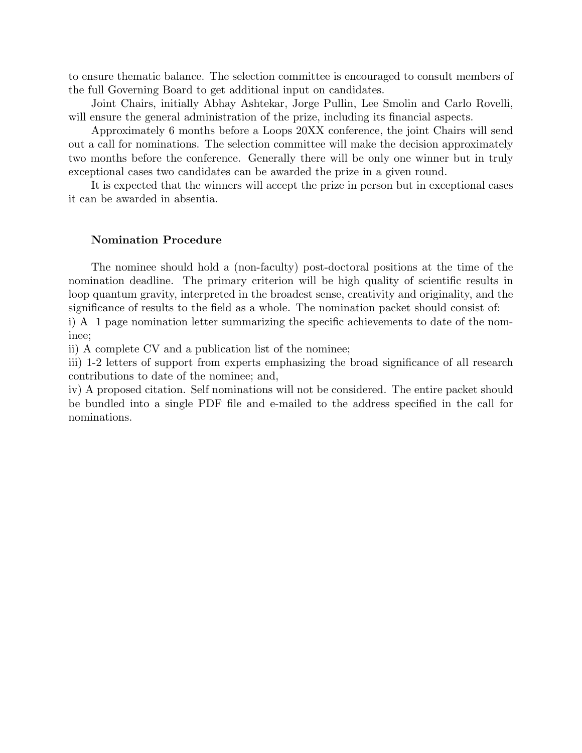to ensure thematic balance. The selection committee is encouraged to consult members of the full Governing Board to get additional input on candidates.

Joint Chairs, initially Abhay Ashtekar, Jorge Pullin, Lee Smolin and Carlo Rovelli, will ensure the general administration of the prize, including its financial aspects.

Approximately 6 months before a Loops 20XX conference, the joint Chairs will send out a call for nominations. The selection committee will make the decision approximately two months before the conference. Generally there will be only one winner but in truly exceptional cases two candidates can be awarded the prize in a given round.

It is expected that the winners will accept the prize in person but in exceptional cases it can be awarded in absentia.

**Nomination Procedure**

The nominee should hold a (non-faculty) post-doctoral positions at the time of the nomination deadline. The primary criterion will be high quality of scientific results in loop quantum gravity, interpreted in the broadest sense, creativity and originality, and the significance of results to the field as a whole. The nomination packet should consist of:

i) A 1 page nomination letter summarizing the specific achievements to date of the nominee;

ii) A complete CV and a publication list of the nominee;

iii) 1-2 letters of support from experts emphasizing the broad significance of all research contributions to date of the nominee; and,

iv) A proposed citation. Self nominations will not be considered. The entire packet should be bundled into a single PDF file and e-mailed to the address specified in the call for nominations.